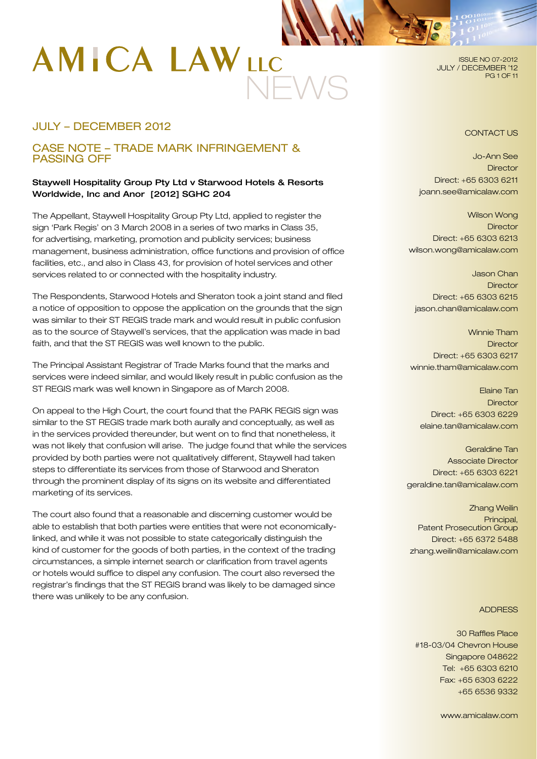# AMICA LAW LLC NEWS

ISSUE NO 07-2012
JULY / DECEMBER '12

## JULY – DECEMBER 2012

## CASE NOTE – TRADE MARK INFRINGEMENT & PASSING OFF

**Staywell Hospitality Group Pty Ltd v Starwood Hotels & Resorts Worldwide, Inc and Anor [2012] SGHC 204**

The Appellant, Staywell Hospitality Group Pty Ltd, applied to register the sign 'Park Regis' on 3 March 2008 in a series of two marks in Class 35, for advertising, marketing, promotion and publicity services; business management, business administration, office functions and provision of office facilities, etc., and also in Class 43, for provision of hotel services and other services related to or connected with the hospitality industry.

The Respondents, Starwood Hotels and Sheraton took a joint stand and filed a notice of opposition to oppose the application on the grounds that the sign was similar to their ST REGIS trade mark and would result in public confusion as to the source of Staywell's services, that the application was made in bad faith, and that the ST REGIS was well known to the public.

The Principal Assistant Registrar of Trade Marks found that the marks and services were indeed similar, and would likely result in public confusion as the ST REGIS mark was well known in Singapore as of March 2008.

On appeal to the High Court, the court found that the PARK REGIS sign was similar to the ST REGIS trade mark both aurally and conceptually, as well as in the services provided thereunder, but went on to find that nonetheless, it was not likely that confusion will arise. The judge found that while the services provided by both parties were not qualitatively different, Staywell had taken steps to differentiate its services from those of Starwood and Sheraton through the prominent display of its signs on its website and differentiated marketing of its services.

The court also found that a reasonable and discerning customer would be able to establish that both parties were entities that were not economically-linked, and while it was not possible to state categorically distinguish the kind of customer for the goods of both parties, in the context of the trading circumstances, a simple internet search or clarification from travel agents or hotels would suffice to dispel any confusion. The court also reversed the registrar's findings that the ST REGIS brand was likely to be damaged since there was unlikely to be any confusion.

### CONTACT US

Jo-Ann See
Director
Direct: +65 6303 6211
joann.see@amicalaw.com

Wilson Wong
Director
Direct: +65 6303 6213
wilson.wong@amicalaw.com

Jason Chan
Director
Direct: +65 6303 6215
jason.chan@amicalaw.com

Winnie Tham
Director
Direct: +65 6303 6217
winnie.tham@amicalaw.com

Elaine Tan
Director
Direct: +65 6303 6229
elaine.tan@amicalaw.com

Geraldine Tan
Associate Director
Direct: +65 6303 6221
geraldine.tan@amicalaw.com

Zhang Weilin
Principal,
Patent Prosecution Group
Direct: +65 6372 5488
zhang.weilin@amicalaw.com

### ADDRESS

30 Raffles Place
#18-03/04 Chevron House
Singapore 048622
Tel: +65 6303 6210
Fax: +65 6303 6222
+65 6536 9332

www.amicalaw.com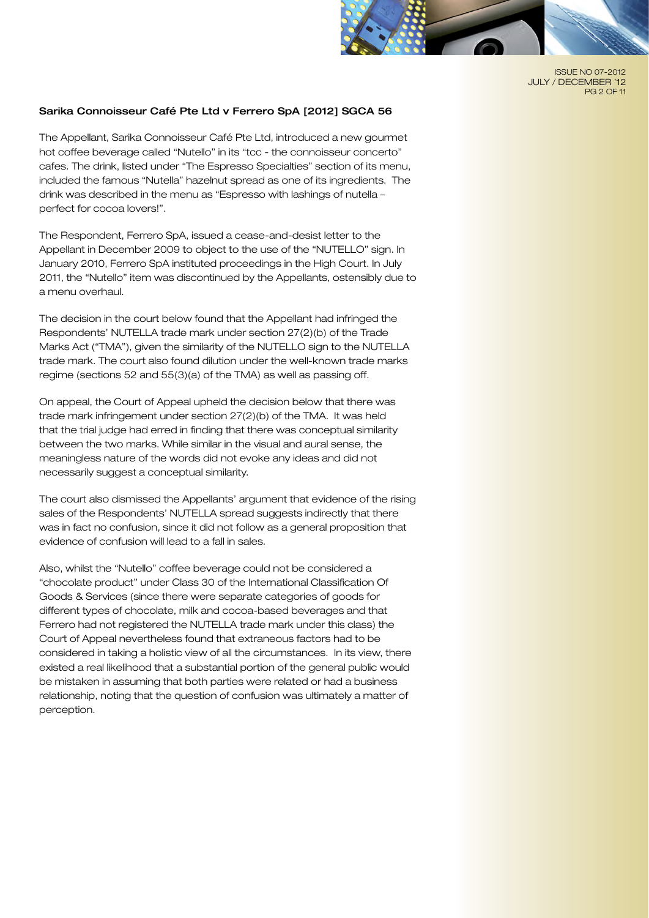### Sarika Connoisseur Café Pte Ltd v Ferrero SpA [2012] SGCA 56

The Appellant, Sarika Connoisseur Café Pte Ltd, introduced a new gourmet hot coffee beverage called "Nutello" in its "tcc - the connoisseur concerto" cafes. The drink, listed under "The Espresso Specialties" section of its menu, included the famous "Nutella" hazelnut spread as one of its ingredients. The drink was described in the menu as "Espresso with lashings of nutella – perfect for cocoa lovers!".

The Respondent, Ferrero SpA, issued a cease-and-desist letter to the Appellant in December 2009 to object to the use of the "NUTELLO" sign. In January 2010, Ferrero SpA instituted proceedings in the High Court. In July 2011, the "Nutello" item was discontinued by the Appellants, ostensibly due to a menu overhaul.

The decision in the court below found that the Appellant had infringed the Respondents' NUTELLA trade mark under section 27(2)(b) of the Trade Marks Act ("TMA"), given the similarity of the NUTELLO sign to the NUTELLA trade mark. The court also found dilution under the well-known trade marks regime (sections 52 and 55(3)(a) of the TMA) as well as passing off.

On appeal, the Court of Appeal upheld the decision below that there was trade mark infringement under section 27(2)(b) of the TMA. It was held that the trial judge had erred in finding that there was conceptual similarity between the two marks. While similar in the visual and aural sense, the meaningless nature of the words did not evoke any ideas and did not necessarily suggest a conceptual similarity.

The court also dismissed the Appellants' argument that evidence of the rising sales of the Respondents' NUTELLA spread suggests indirectly that there was in fact no confusion, since it did not follow as a general proposition that evidence of confusion will lead to a fall in sales.

Also, whilst the "Nutello" coffee beverage could not be considered a "chocolate product" under Class 30 of the International Classification Of Goods & Services (since there were separate categories of goods for different types of chocolate, milk and cocoa-based beverages and that Ferrero had not registered the NUTELLA trade mark under this class) the Court of Appeal nevertheless found that extraneous factors had to be considered in taking a holistic view of all the circumstances. In its view, there existed a real likelihood that a substantial portion of the general public would be mistaken in assuming that both parties were related or had a business relationship, noting that the question of confusion was ultimately a matter of perception.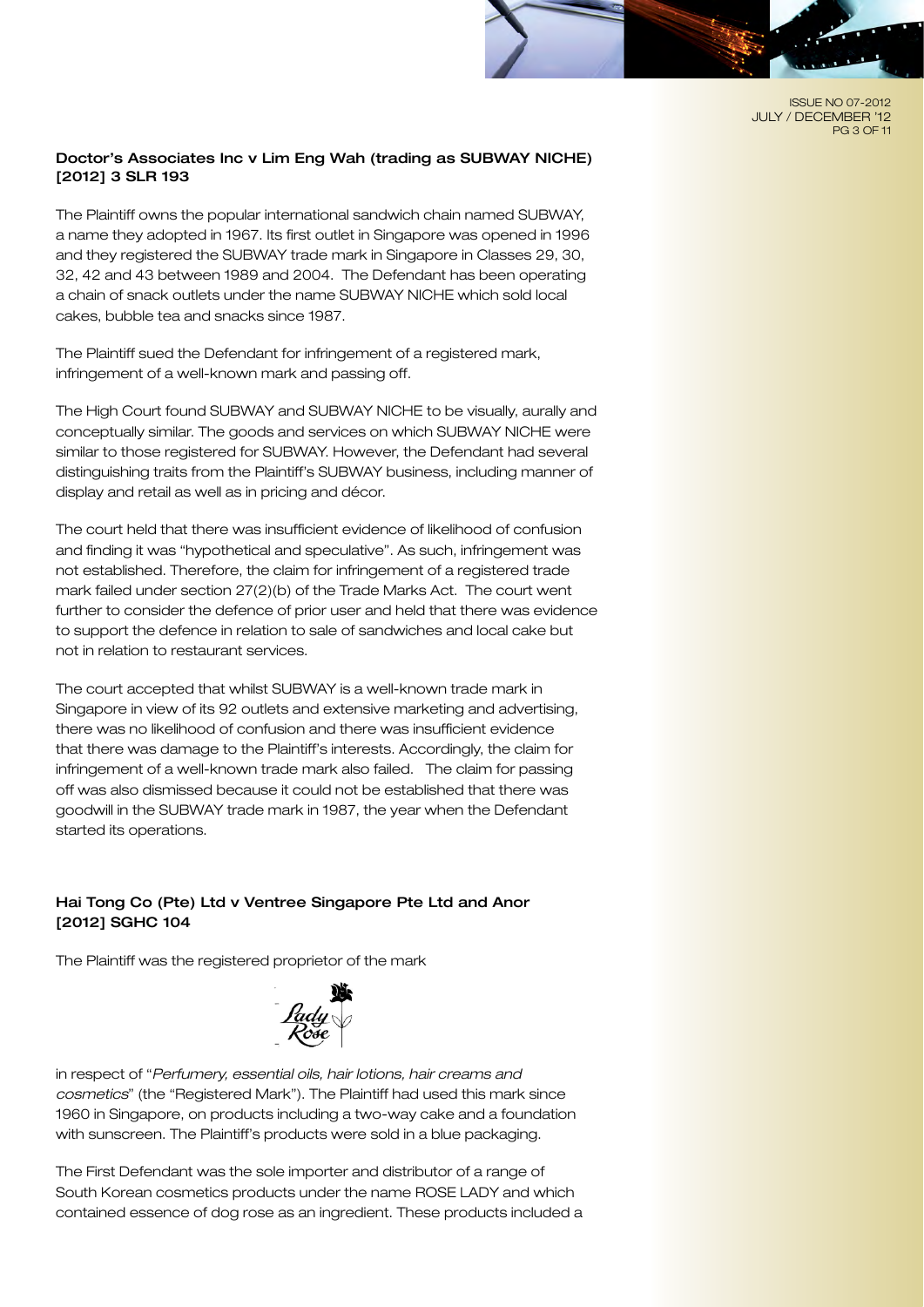**Doctor's Associates Inc v Lim Eng Wah (trading as SUBWAY NICHE) [2012] 3 SLR 193**

The Plaintiff owns the popular international sandwich chain named SUBWAY, a name they adopted in 1967. Its first outlet in Singapore was opened in 1996 and they registered the SUBWAY trade mark in Singapore in Classes 29, 30, 32, 42 and 43 between 1989 and 2004. The Defendant has been operating a chain of snack outlets under the name SUBWAY NICHE which sold local cakes, bubble tea and snacks since 1987.

The Plaintiff sued the Defendant for infringement of a registered mark, infringement of a well-known mark and passing off.

The High Court found SUBWAY and SUBWAY NICHE to be visually, aurally and conceptually similar. The goods and services on which SUBWAY NICHE were similar to those registered for SUBWAY. However, the Defendant had several distinguishing traits from the Plaintiff's SUBWAY business, including manner of display and retail as well as in pricing and décor.

The court held that there was insufficient evidence of likelihood of confusion and finding it was "hypothetical and speculative". As such, infringement was not established. Therefore, the claim for infringement of a registered trade mark failed under section 27(2)(b) of the Trade Marks Act. The court went further to consider the defence of prior user and held that there was evidence to support the defence in relation to sale of sandwiches and local cake but not in relation to restaurant services.

The court accepted that whilst SUBWAY is a well-known trade mark in Singapore in view of its 92 outlets and extensive marketing and advertising, there was no likelihood of confusion and there was insufficient evidence that there was damage to the Plaintiff's interests. Accordingly, the claim for infringement of a well-known trade mark also failed. The claim for passing off was also dismissed because it could not be established that there was goodwill in the SUBWAY trade mark in 1987, the year when the Defendant started its operations.

**Hai Tong Co (Pte) Ltd v Ventree Singapore Pte Ltd and Anor [2012] SGHC 104**

The Plaintiff was the registered proprietor of the mark

Lady Rose

in respect of "*Perfumery, essential oils, hair lotions, hair creams and cosmetics*" (the "Registered Mark"). The Plaintiff had used this mark since 1960 in Singapore, on products including a two-way cake and a foundation with sunscreen. The Plaintiff's products were sold in a blue packaging.

The First Defendant was the sole importer and distributor of a range of South Korean cosmetics products under the name ROSE LADY and which contained essence of dog rose as an ingredient. These products included a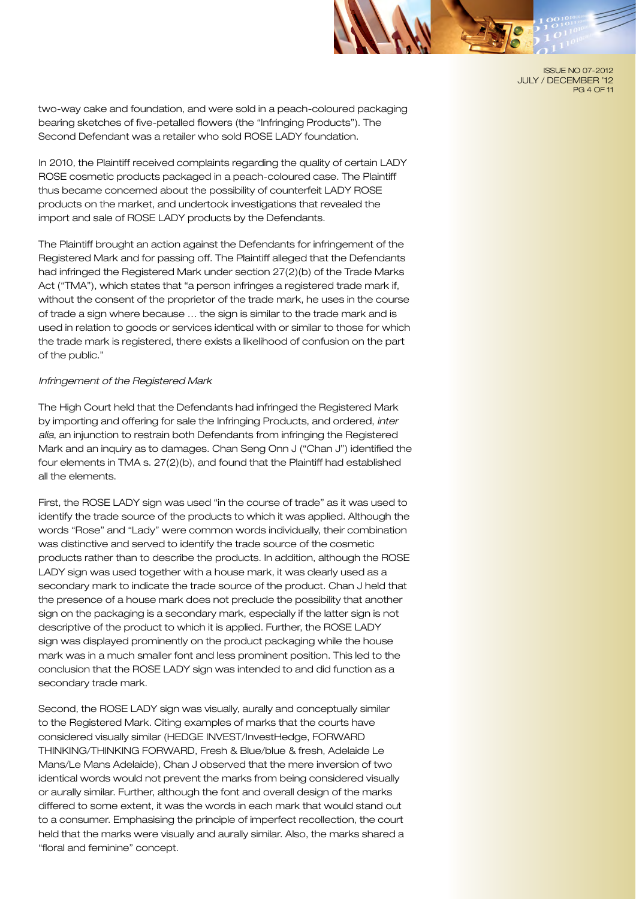two-way cake and foundation, and were sold in a peach-coloured packaging bearing sketches of five-petalled flowers (the "Infringing Products"). The Second Defendant was a retailer who sold ROSE LADY foundation.

In 2010, the Plaintiff received complaints regarding the quality of certain LADY ROSE cosmetic products packaged in a peach-coloured case. The Plaintiff thus became concerned about the possibility of counterfeit LADY ROSE products on the market, and undertook investigations that revealed the import and sale of ROSE LADY products by the Defendants.

The Plaintiff brought an action against the Defendants for infringement of the Registered Mark and for passing off. The Plaintiff alleged that the Defendants had infringed the Registered Mark under section 27(2)(b) of the Trade Marks Act ("TMA"), which states that "a person infringes a registered trade mark if, without the consent of the proprietor of the trade mark, he uses in the course of trade a sign where because … the sign is similar to the trade mark and is used in relation to goods or services identical with or similar to those for which the trade mark is registered, there exists a likelihood of confusion on the part of the public."

*Infringement of the Registered Mark*

The High Court held that the Defendants had infringed the Registered Mark by importing and offering for sale the Infringing Products, and ordered, *inter alia*, an injunction to restrain both Defendants from infringing the Registered Mark and an inquiry as to damages. Chan Seng Onn J ("Chan J") identified the four elements in TMA s. 27(2)(b), and found that the Plaintiff had established all the elements.

First, the ROSE LADY sign was used "in the course of trade" as it was used to identify the trade source of the products to which it was applied. Although the words "Rose" and "Lady" were common words individually, their combination was distinctive and served to identify the trade source of the cosmetic products rather than to describe the products. In addition, although the ROSE LADY sign was used together with a house mark, it was clearly used as a secondary mark to indicate the trade source of the product. Chan J held that the presence of a house mark does not preclude the possibility that another sign on the packaging is a secondary mark, especially if the latter sign is not descriptive of the product to which it is applied. Further, the ROSE LADY sign was displayed prominently on the product packaging while the house mark was in a much smaller font and less prominent position. This led to the conclusion that the ROSE LADY sign was intended to and did function as a secondary trade mark.

Second, the ROSE LADY sign was visually, aurally and conceptually similar to the Registered Mark. Citing examples of marks that the courts have considered visually similar (HEDGE INVEST/InvestHedge, FORWARD THINKING/THINKING FORWARD, Fresh & Blue/blue & fresh, Adelaide Le Mans/Le Mans Adelaide), Chan J observed that the mere inversion of two identical words would not prevent the marks from being considered visually or aurally similar. Further, although the font and overall design of the marks differed to some extent, it was the words in each mark that would stand out to a consumer. Emphasising the principle of imperfect recollection, the court held that the marks were visually and aurally similar. Also, the marks shared a "floral and feminine" concept.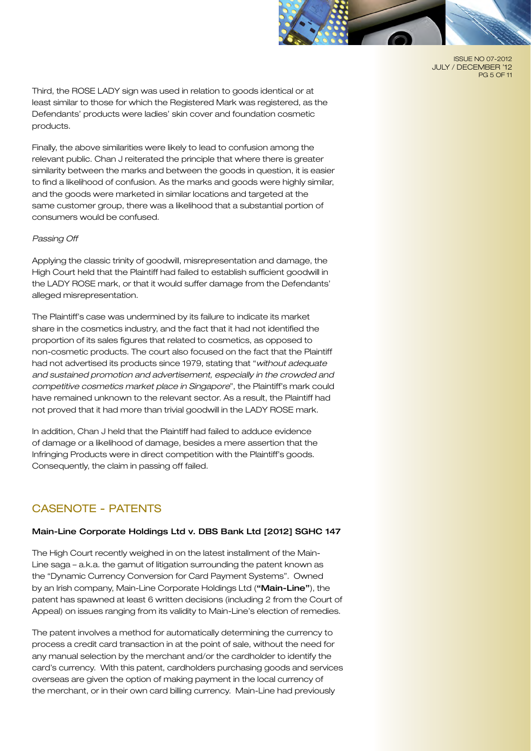Third, the ROSE LADY sign was used in relation to goods identical or at least similar to those for which the Registered Mark was registered, as the Defendants' products were ladies' skin cover and foundation cosmetic products.

Finally, the above similarities were likely to lead to confusion among the relevant public. Chan J reiterated the principle that where there is greater similarity between the marks and between the goods in question, it is easier to find a likelihood of confusion. As the marks and goods were highly similar, and the goods were marketed in similar locations and targeted at the same customer group, there was a likelihood that a substantial portion of consumers would be confused.

*Passing Off*

Applying the classic trinity of goodwill, misrepresentation and damage, the High Court held that the Plaintiff had failed to establish sufficient goodwill in the LADY ROSE mark, or that it would suffer damage from the Defendants' alleged misrepresentation.

The Plaintiff's case was undermined by its failure to indicate its market share in the cosmetics industry, and the fact that it had not identified the proportion of its sales figures that related to cosmetics, as opposed to non-cosmetic products. The court also focused on the fact that the Plaintiff had not advertised its products since 1979, stating that "*without adequate and sustained promotion and advertisement, especially in the crowded and competitive cosmetics market place in Singapore*", the Plaintiff's mark could have remained unknown to the relevant sector. As a result, the Plaintiff had not proved that it had more than trivial goodwill in the LADY ROSE mark.

In addition, Chan J held that the Plaintiff had failed to adduce evidence of damage or a likelihood of damage, besides a mere assertion that the Infringing Products were in direct competition with the Plaintiff's goods. Consequently, the claim in passing off failed.

## CASENOTE - PATENTS

**Main-Line Corporate Holdings Ltd v. DBS Bank Ltd [2012] SGHC 147**

The High Court recently weighed in on the latest installment of the Main-Line saga – a.k.a. the gamut of litigation surrounding the patent known as the "Dynamic Currency Conversion for Card Payment Systems". Owned by an Irish company, Main-Line Corporate Holdings Ltd (**"Main-Line"**), the patent has spawned at least 6 written decisions (including 2 from the Court of Appeal) on issues ranging from its validity to Main-Line's election of remedies.

The patent involves a method for automatically determining the currency to process a credit card transaction in at the point of sale, without the need for any manual selection by the merchant and/or the cardholder to identify the card's currency. With this patent, cardholders purchasing goods and services overseas are given the option of making payment in the local currency of the merchant, or in their own card billing currency. Main-Line had previously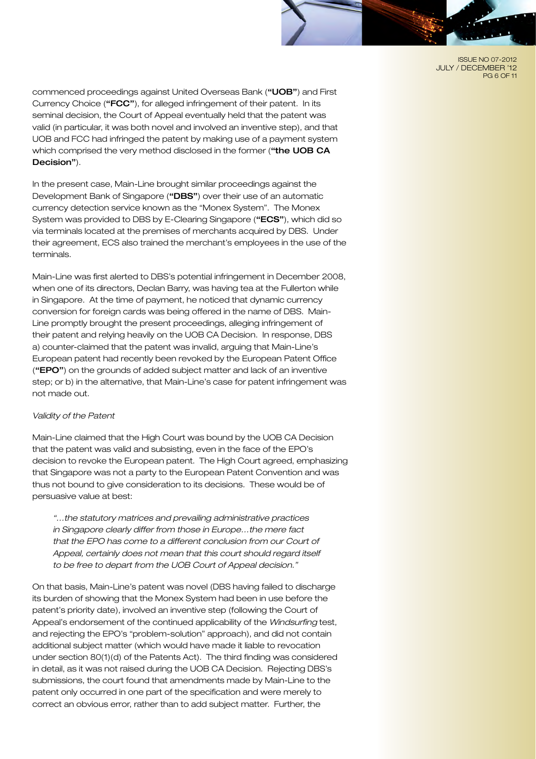commenced proceedings against United Overseas Bank (**"UOB"**) and First Currency Choice (**"FCC"**), for alleged infringement of their patent. In its seminal decision, the Court of Appeal eventually held that the patent was valid (in particular, it was both novel and involved an inventive step), and that UOB and FCC had infringed the patent by making use of a payment system which comprised the very method disclosed in the former (**"the UOB CA Decision"**).

In the present case, Main-Line brought similar proceedings against the Development Bank of Singapore (**"DBS"**) over their use of an automatic currency detection service known as the "Monex System". The Monex System was provided to DBS by E-Clearing Singapore (**"ECS"**), which did so via terminals located at the premises of merchants acquired by DBS. Under their agreement, ECS also trained the merchant's employees in the use of the terminals.

Main-Line was first alerted to DBS's potential infringement in December 2008, when one of its directors, Declan Barry, was having tea at the Fullerton while in Singapore. At the time of payment, he noticed that dynamic currency conversion for foreign cards was being offered in the name of DBS. Main-Line promptly brought the present proceedings, alleging infringement of their patent and relying heavily on the UOB CA Decision. In response, DBS a) counter-claimed that the patent was invalid, arguing that Main-Line's European patent had recently been revoked by the European Patent Office (**"EPO"**) on the grounds of added subject matter and lack of an inventive step; or b) in the alternative, that Main-Line's case for patent infringement was not made out.

*Validity of the Patent*

Main-Line claimed that the High Court was bound by the UOB CA Decision that the patent was valid and subsisting, even in the face of the EPO's decision to revoke the European patent. The High Court agreed, emphasizing that Singapore was not a party to the European Patent Convention and was thus not bound to give consideration to its decisions. These would be of persuasive value at best:

> *"...the statutory matrices and prevailing administrative practices in Singapore clearly differ from those in Europe...the mere fact that the EPO has come to a different conclusion from our Court of Appeal, certainly does not mean that this court should regard itself to be free to depart from the UOB Court of Appeal decision."*

On that basis, Main-Line's patent was novel (DBS having failed to discharge its burden of showing that the Monex System had been in use before the patent's priority date), involved an inventive step (following the Court of Appeal's endorsement of the continued applicability of the *Windsurfing* test, and rejecting the EPO's "problem-solution" approach), and did not contain additional subject matter (which would have made it liable to revocation under section 80(1)(d) of the Patents Act). The third finding was considered in detail, as it was not raised during the UOB CA Decision. Rejecting DBS's submissions, the court found that amendments made by Main-Line to the patent only occurred in one part of the specification and were merely to correct an obvious error, rather than to add subject matter. Further, the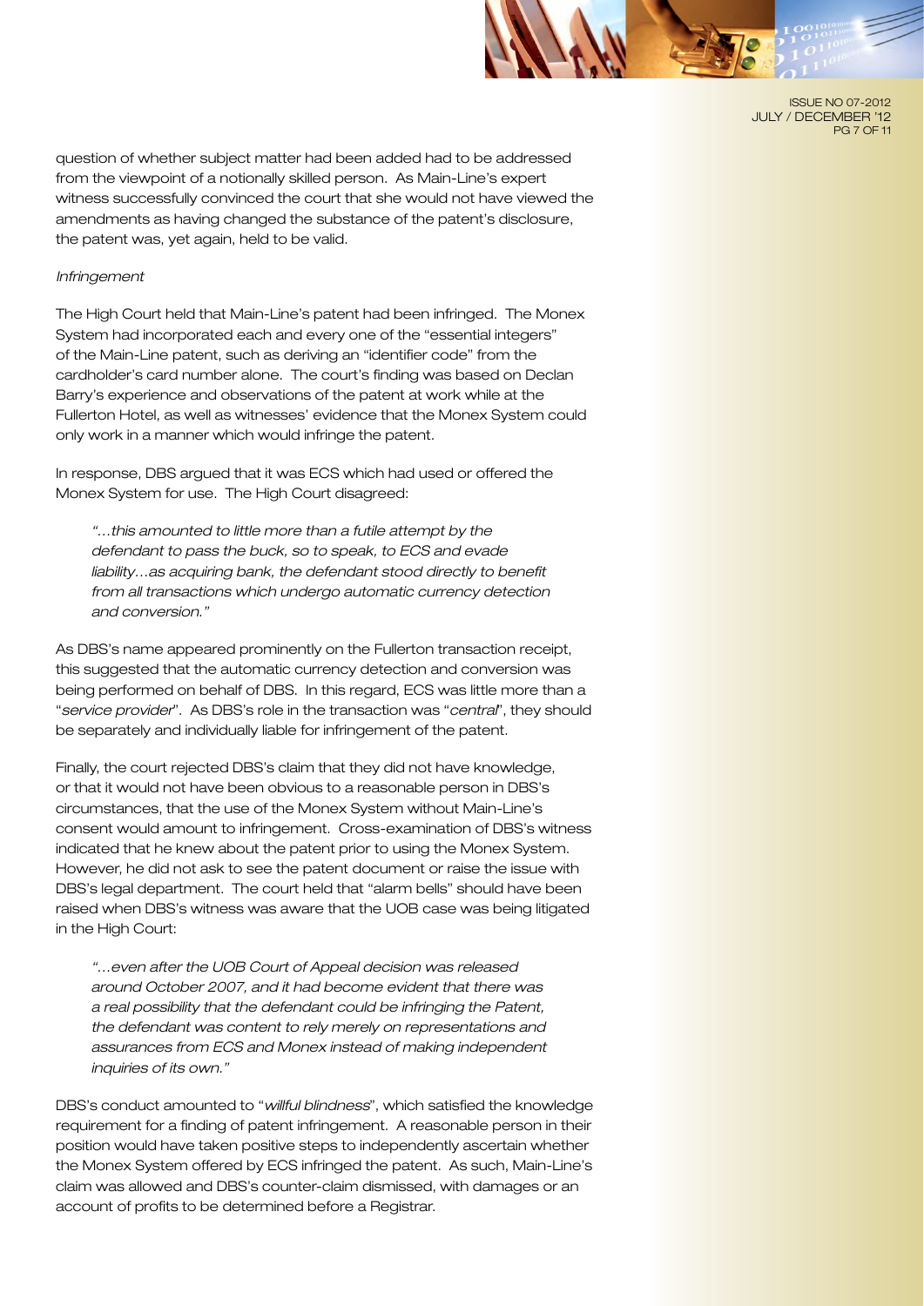question of whether subject matter had been added had to be addressed from the viewpoint of a notionally skilled person. As Main-Line's expert witness successfully convinced the court that she would not have viewed the amendments as having changed the substance of the patent's disclosure, the patent was, yet again, held to be valid.

*Infringement*

The High Court held that Main-Line's patent had been infringed. The Monex System had incorporated each and every one of the "essential integers" of the Main-Line patent, such as deriving an "identifier code" from the cardholder's card number alone. The court's finding was based on Declan Barry's experience and observations of the patent at work while at the Fullerton Hotel, as well as witnesses' evidence that the Monex System could only work in a manner which would infringe the patent.

In response, DBS argued that it was ECS which had used or offered the Monex System for use. The High Court disagreed:

> *"…this amounted to little more than a futile attempt by the defendant to pass the buck, so to speak, to ECS and evade liability…as acquiring bank, the defendant stood directly to benefit from all transactions which undergo automatic currency detection and conversion."*

As DBS's name appeared prominently on the Fullerton transaction receipt, this suggested that the automatic currency detection and conversion was being performed on behalf of DBS. In this regard, ECS was little more than a "*service provider*". As DBS's role in the transaction was "*central*", they should be separately and individually liable for infringement of the patent.

Finally, the court rejected DBS's claim that they did not have knowledge, or that it would not have been obvious to a reasonable person in DBS's circumstances, that the use of the Monex System without Main-Line's consent would amount to infringement. Cross-examination of DBS's witness indicated that he knew about the patent prior to using the Monex System. However, he did not ask to see the patent document or raise the issue with DBS's legal department. The court held that "alarm bells" should have been raised when DBS's witness was aware that the UOB case was being litigated in the High Court:

> *"…even after the UOB Court of Appeal decision was released around October 2007, and it had become evident that there was a real possibility that the defendant could be infringing the Patent, the defendant was content to rely merely on representations and assurances from ECS and Monex instead of making independent inquiries of its own."*

DBS's conduct amounted to "*willful blindness*", which satisfied the knowledge requirement for a finding of patent infringement. A reasonable person in their position would have taken positive steps to independently ascertain whether the Monex System offered by ECS infringed the patent. As such, Main-Line's claim was allowed and DBS's counter-claim dismissed, with damages or an account of profits to be determined before a Registrar.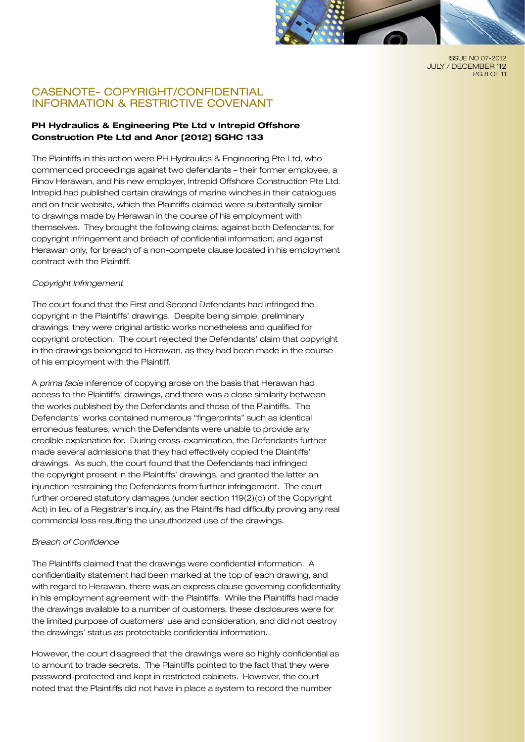## CASENOTE- COPYRIGHT/CONFIDENTIAL INFORMATION & RESTRICTIVE COVENANT

### PH Hydraulics & Engineering Pte Ltd v Intrepid Offshore Construction Pte Ltd and Anor [2012] SGHC 133

The Plaintiffs in this action were PH Hydraulics & Engineering Pte Ltd, who commenced proceedings against two defendants – their former employee, a Rinov Herawan, and his new employer, Intrepid Offshore Construction Pte Ltd. Intrepid had published certain drawings of marine winches in their catalogues and on their website, which the Plaintiffs claimed were substantially similar to drawings made by Herawan in the course of his employment with themselves. They brought the following claims: against both Defendants, for copyright infringement and breach of confidential information; and against Herawan only, for breach of a non-compete clause located in his employment contract with the Plaintiff.

*Copyright Infringement*

The court found that the First and Second Defendants had infringed the copyright in the Plaintiffs' drawings. Despite being simple, preliminary drawings, they were original artistic works nonetheless and qualified for copyright protection. The court rejected the Defendants' claim that copyright in the drawings belonged to Herawan, as they had been made in the course of his employment with the Plaintiff.

A *prima facie* inference of copying arose on the basis that Herawan had access to the Plaintiffs' drawings, and there was a close similarity between the works published by the Defendants and those of the Plaintiffs. The Defendants' works contained numerous "fingerprints" such as identical erroneous features, which the Defendants were unable to provide any credible explanation for. During cross-examination, the Defendants further made several admissions that they had effectively copied the Dlaintiffs' drawings. As such, the court found that the Defendants had infringed the copyright present in the Plaintiffs' drawings, and granted the latter an injunction restraining the Defendants from further infringement. The court further ordered statutory damages (under section 119(2)(d) of the Copyright Act) in lieu of a Registrar's inquiry, as the Plaintiffs had difficulty proving any real commercial loss resulting the unauthorized use of the drawings.

*Breach of Confidence*

The Plaintiffs claimed that the drawings were confidential information. A confidentiality statement had been marked at the top of each drawing, and with regard to Herawan, there was an express clause governing confidentiality in his employment agreement with the Plaintiffs. While the Plaintiffs had made the drawings available to a number of customers, these disclosures were for the limited purpose of customers' use and consideration, and did not destroy the drawings' status as protectable confidential information.

However, the court disagreed that the drawings were so highly confidential as to amount to trade secrets. The Plaintiffs pointed to the fact that they were password-protected and kept in restricted cabinets. However, the court noted that the Plaintiffs did not have in place a system to record the number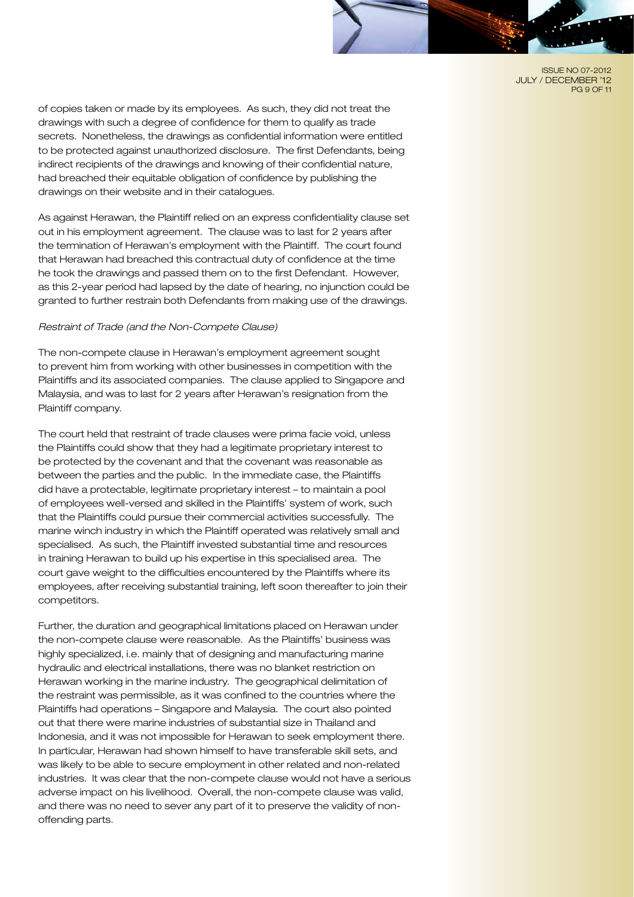of copies taken or made by its employees. As such, they did not treat the drawings with such a degree of confidence for them to qualify as trade secrets. Nonetheless, the drawings as confidential information were entitled to be protected against unauthorized disclosure. The first Defendants, being indirect recipients of the drawings and knowing of their confidential nature, had breached their equitable obligation of confidence by publishing the drawings on their website and in their catalogues.

As against Herawan, the Plaintiff relied on an express confidentiality clause set out in his employment agreement. The clause was to last for 2 years after the termination of Herawan's employment with the Plaintiff. The court found that Herawan had breached this contractual duty of confidence at the time he took the drawings and passed them on to the first Defendant. However, as this 2-year period had lapsed by the date of hearing, no injunction could be granted to further restrain both Defendants from making use of the drawings.

*Restraint of Trade (and the Non-Compete Clause)*

The non-compete clause in Herawan's employment agreement sought to prevent him from working with other businesses in competition with the Plaintiffs and its associated companies. The clause applied to Singapore and Malaysia, and was to last for 2 years after Herawan's resignation from the Plaintiff company.

The court held that restraint of trade clauses were prima facie void, unless the Plaintiffs could show that they had a legitimate proprietary interest to be protected by the covenant and that the covenant was reasonable as between the parties and the public. In the immediate case, the Plaintiffs did have a protectable, legitimate proprietary interest – to maintain a pool of employees well-versed and skilled in the Plaintiffs' system of work, such that the Plaintiffs could pursue their commercial activities successfully. The marine winch industry in which the Plaintiff operated was relatively small and specialised. As such, the Plaintiff invested substantial time and resources in training Herawan to build up his expertise in this specialised area. The court gave weight to the difficulties encountered by the Plaintiffs where its employees, after receiving substantial training, left soon thereafter to join their competitors.

Further, the duration and geographical limitations placed on Herawan under the non-compete clause were reasonable. As the Plaintiffs' business was highly specialized, i.e. mainly that of designing and manufacturing marine hydraulic and electrical installations, there was no blanket restriction on Herawan working in the marine industry. The geographical delimitation of the restraint was permissible, as it was confined to the countries where the Plaintiffs had operations – Singapore and Malaysia. The court also pointed out that there were marine industries of substantial size in Thailand and Indonesia, and it was not impossible for Herawan to seek employment there. In particular, Herawan had shown himself to have transferable skill sets, and was likely to be able to secure employment in other related and non-related industries. It was clear that the non-compete clause would not have a serious adverse impact on his livelihood. Overall, the non-compete clause was valid, and there was no need to sever any part of it to preserve the validity of non-offending parts.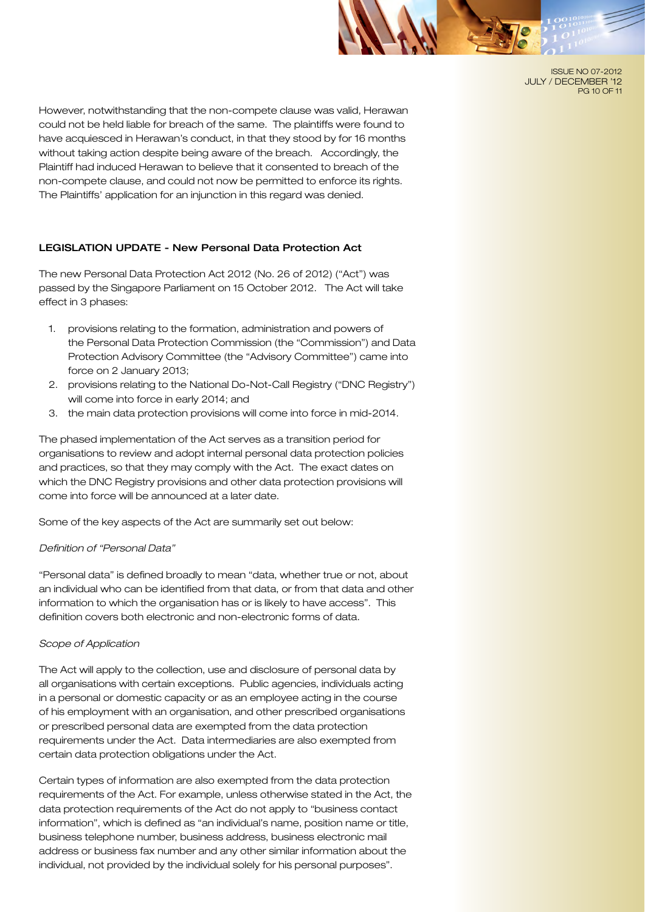However, notwithstanding that the non-compete clause was valid, Herawan could not be held liable for breach of the same. The plaintiffs were found to have acquiesced in Herawan's conduct, in that they stood by for 16 months without taking action despite being aware of the breach. Accordingly, the Plaintiff had induced Herawan to believe that it consented to breach of the non-compete clause, and could not now be permitted to enforce its rights. The Plaintiffs' application for an injunction in this regard was denied.

## LEGISLATION UPDATE - New Personal Data Protection Act

The new Personal Data Protection Act 2012 (No. 26 of 2012) ("Act") was passed by the Singapore Parliament on 15 October 2012. The Act will take effect in 3 phases:

1. provisions relating to the formation, administration and powers of the Personal Data Protection Commission (the "Commission") and Data Protection Advisory Committee (the "Advisory Committee") came into force on 2 January 2013;
2. provisions relating to the National Do-Not-Call Registry ("DNC Registry") will come into force in early 2014; and
3. the main data protection provisions will come into force in mid-2014.

The phased implementation of the Act serves as a transition period for organisations to review and adopt internal personal data protection policies and practices, so that they may comply with the Act. The exact dates on which the DNC Registry provisions and other data protection provisions will come into force will be announced at a later date.

Some of the key aspects of the Act are summarily set out below:

*Definition of "Personal Data"*

"Personal data" is defined broadly to mean "data, whether true or not, about an individual who can be identified from that data, or from that data and other information to which the organisation has or is likely to have access". This definition covers both electronic and non-electronic forms of data.

*Scope of Application*

The Act will apply to the collection, use and disclosure of personal data by all organisations with certain exceptions. Public agencies, individuals acting in a personal or domestic capacity or as an employee acting in the course of his employment with an organisation, and other prescribed organisations or prescribed personal data are exempted from the data protection requirements under the Act. Data intermediaries are also exempted from certain data protection obligations under the Act.

Certain types of information are also exempted from the data protection requirements of the Act. For example, unless otherwise stated in the Act, the data protection requirements of the Act do not apply to "business contact information", which is defined as "an individual's name, position name or title, business telephone number, business address, business electronic mail address or business fax number and any other similar information about the individual, not provided by the individual solely for his personal purposes".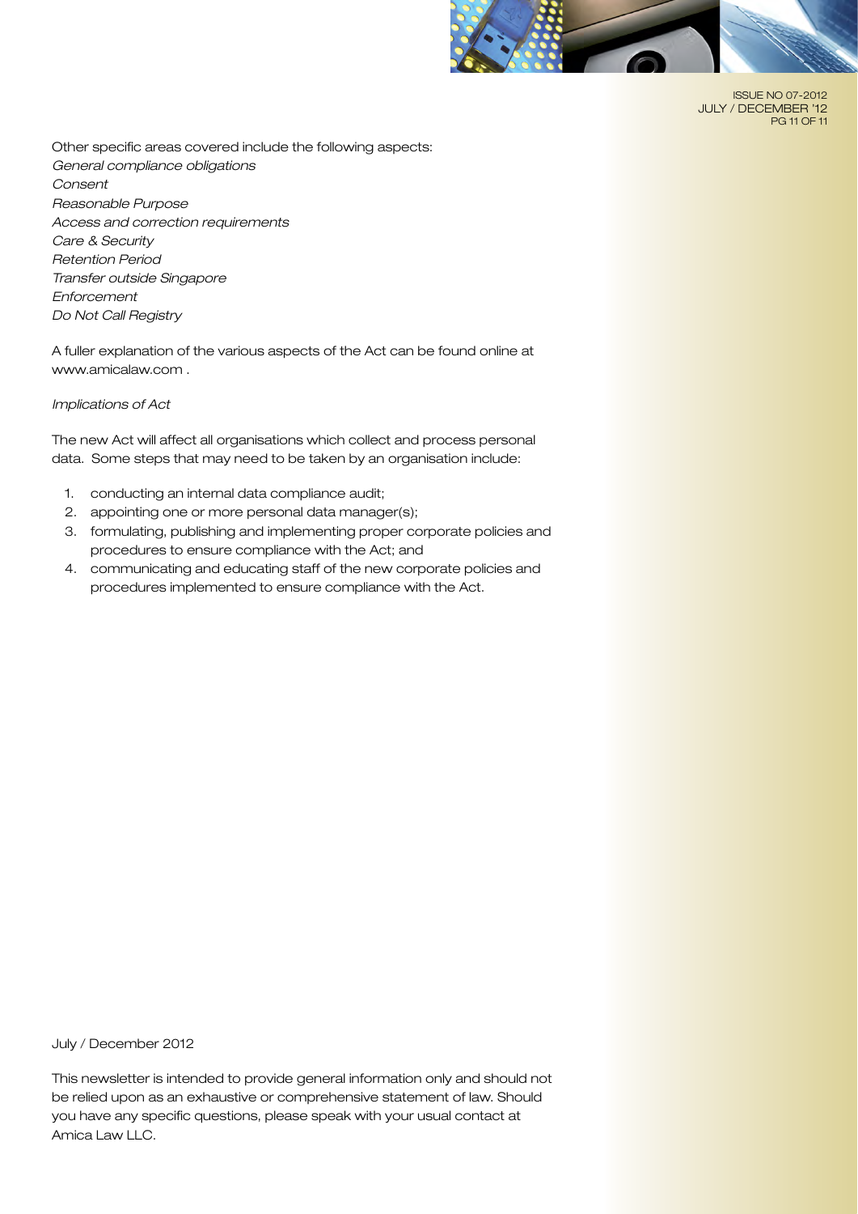Other specific areas covered include the following aspects:
*General compliance obligations*
*Consent*
*Reasonable Purpose*
*Access and correction requirements*
*Care & Security*
*Retention Period*
*Transfer outside Singapore*
*Enforcement*
*Do Not Call Registry*

A fuller explanation of the various aspects of the Act can be found online at www.amicalaw.com .

*Implications of Act*

The new Act will affect all organisations which collect and process personal data. Some steps that may need to be taken by an organisation include:

1. conducting an internal data compliance audit;
2. appointing one or more personal data manager(s);
3. formulating, publishing and implementing proper corporate policies and procedures to ensure compliance with the Act; and
4. communicating and educating staff of the new corporate policies and procedures implemented to ensure compliance with the Act.

July / December 2012

This newsletter is intended to provide general information only and should not be relied upon as an exhaustive or comprehensive statement of law. Should you have any specific questions, please speak with your usual contact at Amica Law LLC.